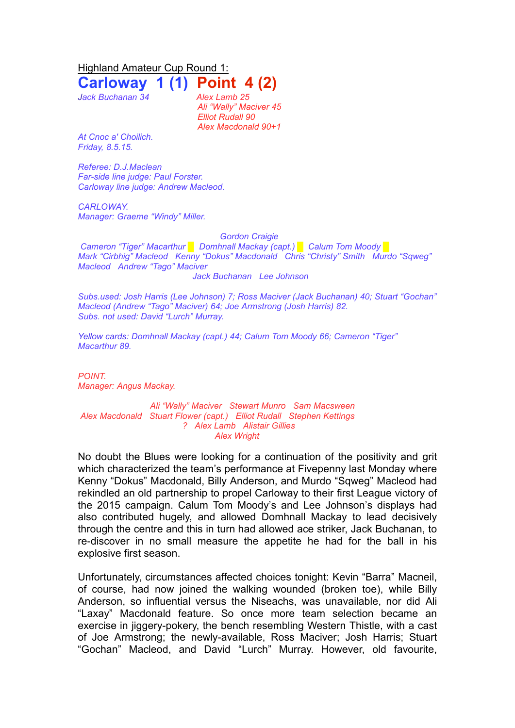Highland Amateur Cup Round 1:

# Carloway 1 (1) Point 4 (2)

*Jack Buchanan 34*

*Alex Lamb 25*
*Ali "Wally" Maciver 45*
*Elliot Rudall 90*
*Alex Macdonald 90+1*

*At Cnoc a' Choilich.*
*Friday, 8.5.15.*

*Referee: D.J.Maclean*
*Far-side line judge: Paul Forster.*
*Carloway line judge: Andrew Macleod.*

*CARLOWAY.*
*Manager: Graeme "Windy" Miller.*

*Gordon Craigie*
*Cameron "Tiger" Macarthur Domhnall Mackay (capt.) Calum Tom Moody*
*Mark "Cirbhig" Macleod Kenny "Dokus" Macdonald Chris "Christy" Smith Murdo "Sqweg" Macleod Andrew "Tago" Maciver*
*Jack Buchanan Lee Johnson*

*Subs.used: Josh Harris (Lee Johnson) 7; Ross Maciver (Jack Buchanan) 40; Stuart "Gochan" Macleod (Andrew "Tago" Maciver) 64; Joe Armstrong (Josh Harris) 82.*
*Subs. not used: David "Lurch" Murray.*

*Yellow cards: Domhnall Mackay (capt.) 44; Calum Tom Moody 66; Cameron "Tiger" Macarthur 89.*

*POINT.*
*Manager: Angus Mackay.*

*Ali "Wally" Maciver Stewart Munro Sam Macsween*
*Alex Macdonald Stuart Flower (capt.) Elliot Rudall Stephen Kettings*
*? Alex Lamb Alistair Gillies*
*Alex Wright*

No doubt the Blues were looking for a continuation of the positivity and grit which characterized the team's performance at Fivepenny last Monday where Kenny "Dokus" Macdonald, Billy Anderson, and Murdo "Sqweg" Macleod had rekindled an old partnership to propel Carloway to their first League victory of the 2015 campaign. Calum Tom Moody's and Lee Johnson's displays had also contributed hugely, and allowed Domhnall Mackay to lead decisively through the centre and this in turn had allowed ace striker, Jack Buchanan, to re-discover in no small measure the appetite he had for the ball in his explosive first season.

Unfortunately, circumstances affected choices tonight: Kevin "Barra" Macneil, of course, had now joined the walking wounded (broken toe), while Billy Anderson, so influential versus the Niseachs, was unavailable, nor did Ali "Laxay" Macdonald feature. So once more team selection became an exercise in jiggery-pokery, the bench resembling Western Thistle, with a cast of Joe Armstrong; the newly-available, Ross Maciver; Josh Harris; Stuart "Gochan" Macleod, and David "Lurch" Murray. However, old favourite,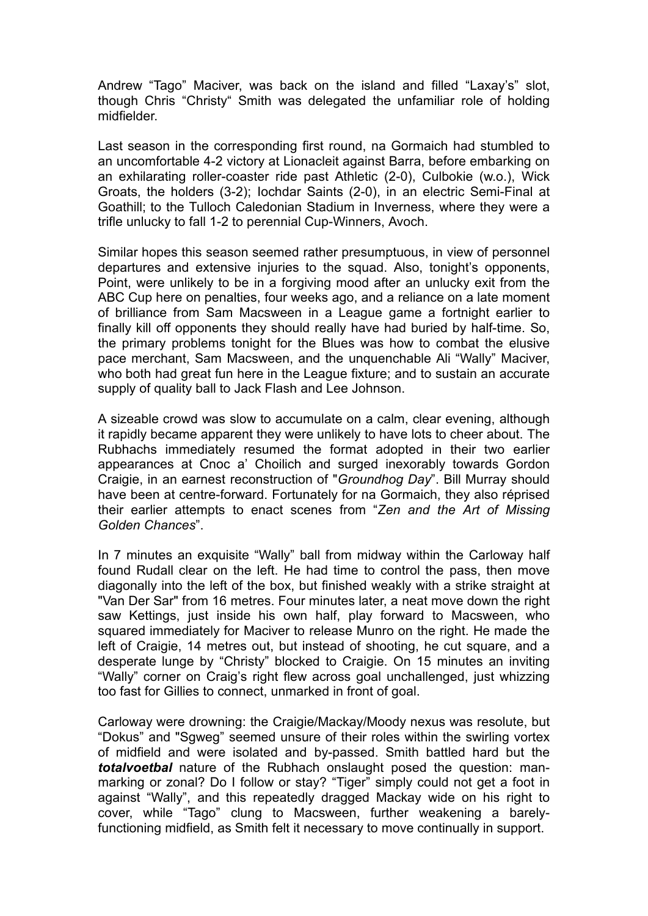Andrew “Tago” Maciver, was back on the island and filled “Laxay’s” slot, though Chris “Christy“ Smith was delegated the unfamiliar role of holding midfielder.

Last season in the corresponding first round, na Gormaich had stumbled to an uncomfortable 4-2 victory at Lionacleit against Barra, before embarking on an exhilarating roller-coaster ride past Athletic (2-0), Culbokie (w.o.), Wick Groats, the holders (3-2); Iochdar Saints (2-0), in an electric Semi-Final at Goathill; to the Tulloch Caledonian Stadium in Inverness, where they were a trifle unlucky to fall 1-2 to perennial Cup-Winners, Avoch.

Similar hopes this season seemed rather presumptuous, in view of personnel departures and extensive injuries to the squad. Also, tonight’s opponents, Point, were unlikely to be in a forgiving mood after an unlucky exit from the ABC Cup here on penalties, four weeks ago, and a reliance on a late moment of brilliance from Sam Macsween in a League game a fortnight earlier to finally kill off opponents they should really have had buried by half-time. So, the primary problems tonight for the Blues was how to combat the elusive pace merchant, Sam Macsween, and the unquenchable Ali “Wally” Maciver, who both had great fun here in the League fixture; and to sustain an accurate supply of quality ball to Jack Flash and Lee Johnson.

A sizeable crowd was slow to accumulate on a calm, clear evening, although it rapidly became apparent they were unlikely to have lots to cheer about. The Rubhachs immediately resumed the format adopted in their two earlier appearances at Cnoc a’ Choilich and surged inexorably towards Gordon Craigie, in an earnest reconstruction of "*Groundhog Day*”. Bill Murray should have been at centre-forward. Fortunately for na Gormaich, they also réprised their earlier attempts to enact scenes from “*Zen and the Art of Missing Golden Chances*”.

In 7 minutes an exquisite “Wally” ball from midway within the Carloway half found Rudall clear on the left. He had time to control the pass, then move diagonally into the left of the box, but finished weakly with a strike straight at "Van Der Sar" from 16 metres. Four minutes later, a neat move down the right saw Kettings, just inside his own half, play forward to Macsween, who squared immediately for Maciver to release Munro on the right. He made the left of Craigie, 14 metres out, but instead of shooting, he cut square, and a desperate lunge by “Christy” blocked to Craigie. On 15 minutes an inviting “Wally” corner on Craig’s right flew across goal unchallenged, just whizzing too fast for Gillies to connect, unmarked in front of goal.

Carloway were drowning: the Craigie/Mackay/Moody nexus was resolute, but “Dokus” and "Sgweg" seemed unsure of their roles within the swirling vortex of midfield and were isolated and by-passed. Smith battled hard but the ***totalvoetbal*** nature of the Rubhach onslaught posed the question: man-marking or zonal? Do I follow or stay? “Tiger” simply could not get a foot in against “Wally”, and this repeatedly dragged Mackay wide on his right to cover, while “Tago” clung to Macsween, further weakening a barely-functioning midfield, as Smith felt it necessary to move continually in support.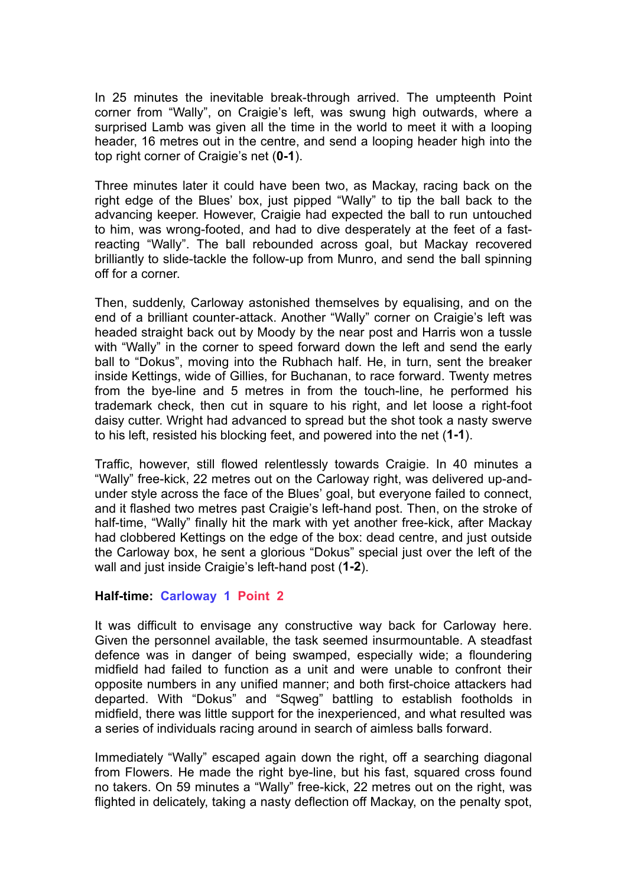In 25 minutes the inevitable break-through arrived. The umpteenth Point corner from “Wally”, on Craigie’s left, was swung high outwards, where a surprised Lamb was given all the time in the world to meet it with a looping header, 16 metres out in the centre, and send a looping header high into the top right corner of Craigie’s net (**0-1**).

Three minutes later it could have been two, as Mackay, racing back on the right edge of the Blues’ box, just pipped “Wally” to tip the ball back to the advancing keeper. However, Craigie had expected the ball to run untouched to him, was wrong-footed, and had to dive desperately at the feet of a fast-reacting “Wally”. The ball rebounded across goal, but Mackay recovered brilliantly to slide-tackle the follow-up from Munro, and send the ball spinning off for a corner.

Then, suddenly, Carloway astonished themselves by equalising, and on the end of a brilliant counter-attack. Another “Wally” corner on Craigie’s left was headed straight back out by Moody by the near post and Harris won a tussle with “Wally” in the corner to speed forward down the left and send the early ball to “Dokus”, moving into the Rubhach half. He, in turn, sent the breaker inside Kettings, wide of Gillies, for Buchanan, to race forward. Twenty metres from the bye-line and 5 metres in from the touch-line, he performed his trademark check, then cut in square to his right, and let loose a right-foot daisy cutter. Wright had advanced to spread but the shot took a nasty swerve to his left, resisted his blocking feet, and powered into the net (**1-1**).

Traffic, however, still flowed relentlessly towards Craigie. In 40 minutes a “Wally” free-kick, 22 metres out on the Carloway right, was delivered up-and-under style across the face of the Blues’ goal, but everyone failed to connect, and it flashed two metres past Craigie’s left-hand post. Then, on the stroke of half-time, “Wally” finally hit the mark with yet another free-kick, after Mackay had clobbered Kettings on the edge of the box: dead centre, and just outside the Carloway box, he sent a glorious “Dokus” special just over the left of the wall and just inside Craigie’s left-hand post (**1-2**).

**Half-time: Carloway 1 Point 2**

It was difficult to envisage any constructive way back for Carloway here. Given the personnel available, the task seemed insurmountable. A steadfast defence was in danger of being swamped, especially wide; a floundering midfield had failed to function as a unit and were unable to confront their opposite numbers in any unified manner; and both first-choice attackers had departed. With “Dokus” and “Sqweg” battling to establish footholds in midfield, there was little support for the inexperienced, and what resulted was a series of individuals racing around in search of aimless balls forward.

Immediately “Wally” escaped again down the right, off a searching diagonal from Flowers. He made the right bye-line, but his fast, squared cross found no takers. On 59 minutes a “Wally” free-kick, 22 metres out on the right, was flighted in delicately, taking a nasty deflection off Mackay, on the penalty spot,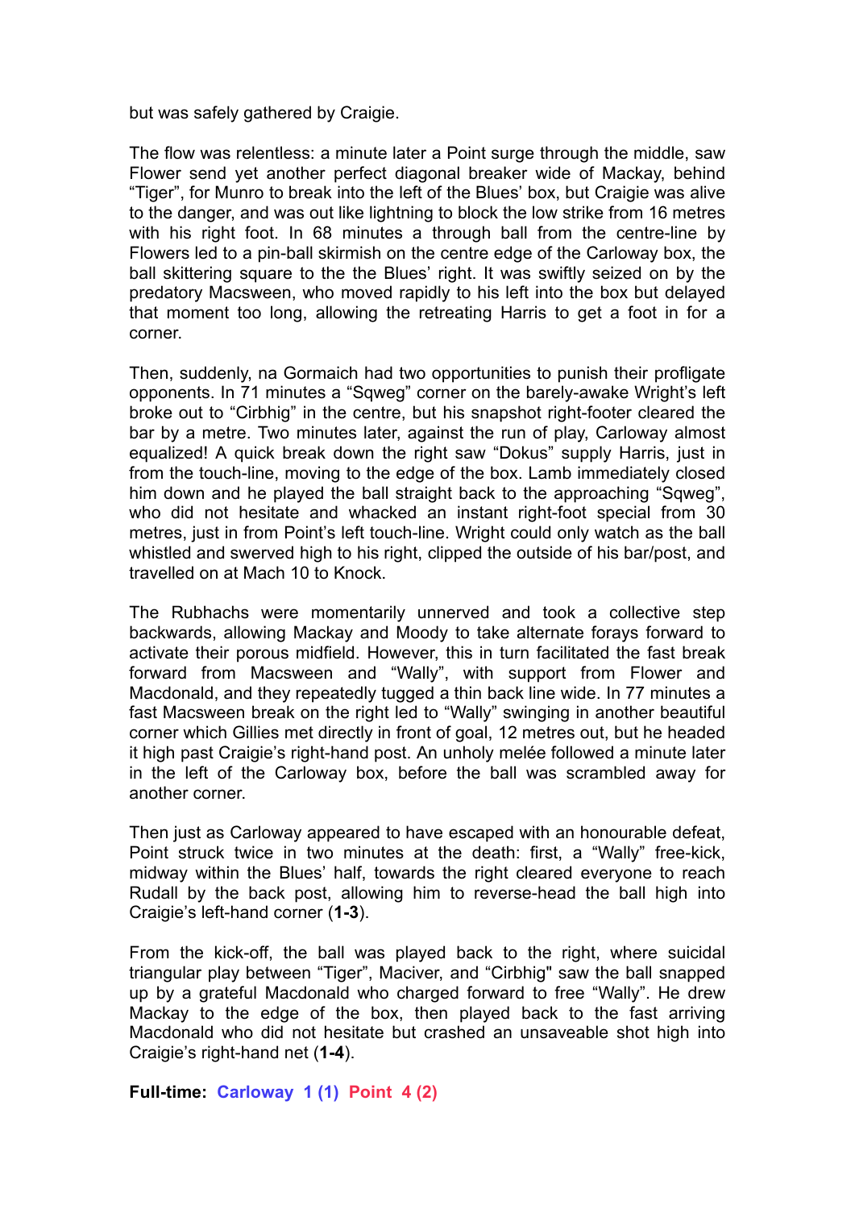but was safely gathered by Craigie.

The flow was relentless: a minute later a Point surge through the middle, saw Flower send yet another perfect diagonal breaker wide of Mackay, behind "Tiger", for Munro to break into the left of the Blues' box, but Craigie was alive to the danger, and was out like lightning to block the low strike from 16 metres with his right foot. In 68 minutes a through ball from the centre-line by Flowers led to a pin-ball skirmish on the centre edge of the Carloway box, the ball skittering square to the the Blues' right. It was swiftly seized on by the predatory Macsween, who moved rapidly to his left into the box but delayed that moment too long, allowing the retreating Harris to get a foot in for a corner.

Then, suddenly, na Gormaich had two opportunities to punish their profligate opponents. In 71 minutes a "Sqweg" corner on the barely-awake Wright's left broke out to "Cirbhig" in the centre, but his snapshot right-footer cleared the bar by a metre. Two minutes later, against the run of play, Carloway almost equalized! A quick break down the right saw "Dokus" supply Harris, just in from the touch-line, moving to the edge of the box. Lamb immediately closed him down and he played the ball straight back to the approaching "Sqweg", who did not hesitate and whacked an instant right-foot special from 30 metres, just in from Point's left touch-line. Wright could only watch as the ball whistled and swerved high to his right, clipped the outside of his bar/post, and travelled on at Mach 10 to Knock.

The Rubhachs were momentarily unnerved and took a collective step backwards, allowing Mackay and Moody to take alternate forays forward to activate their porous midfield. However, this in turn facilitated the fast break forward from Macsween and "Wally", with support from Flower and Macdonald, and they repeatedly tugged a thin back line wide. In 77 minutes a fast Macsween break on the right led to "Wally" swinging in another beautiful corner which Gillies met directly in front of goal, 12 metres out, but he headed it high past Craigie's right-hand post. An unholy melée followed a minute later in the left of the Carloway box, before the ball was scrambled away for another corner.

Then just as Carloway appeared to have escaped with an honourable defeat, Point struck twice in two minutes at the death: first, a "Wally" free-kick, midway within the Blues' half, towards the right cleared everyone to reach Rudall by the back post, allowing him to reverse-head the ball high into Craigie's left-hand corner (**1-3**).

From the kick-off, the ball was played back to the right, where suicidal triangular play between "Tiger", Maciver, and "Cirbhig" saw the ball snapped up by a grateful Macdonald who charged forward to free "Wally". He drew Mackay to the edge of the box, then played back to the fast arriving Macdonald who did not hesitate but crashed an unsaveable shot high into Craigie's right-hand net (**1-4**).

**Full-time: Carloway 1 (1) Point 4 (2)**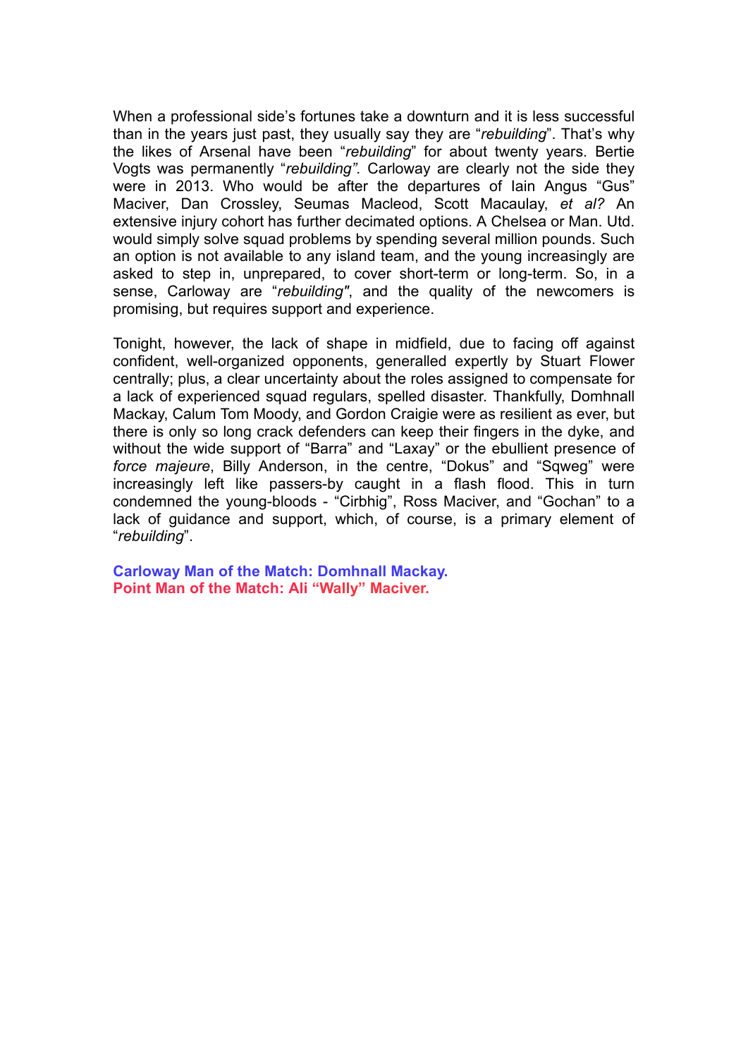When a professional side's fortunes take a downturn and it is less successful than in the years just past, they usually say they are "*rebuilding*". That's why the likes of Arsenal have been "*rebuilding*" for about twenty years. Bertie Vogts was permanently "*rebuilding".* Carloway are clearly not the side they were in 2013. Who would be after the departures of Iain Angus "Gus" Maciver, Dan Crossley, Seumas Macleod, Scott Macaulay, *et al?* An extensive injury cohort has further decimated options. A Chelsea or Man. Utd. would simply solve squad problems by spending several million pounds. Such an option is not available to any island team, and the young increasingly are asked to step in, unprepared, to cover short-term or long-term. So, in a sense, Carloway are "*rebuilding"*, and the quality of the newcomers is promising, but requires support and experience.

Tonight, however, the lack of shape in midfield, due to facing off against confident, well-organized opponents, generalled expertly by Stuart Flower centrally; plus, a clear uncertainty about the roles assigned to compensate for a lack of experienced squad regulars, spelled disaster. Thankfully, Domhnall Mackay, Calum Tom Moody, and Gordon Craigie were as resilient as ever, but there is only so long crack defenders can keep their fingers in the dyke, and without the wide support of "Barra" and "Laxay" or the ebullient presence of *force majeure*, Billy Anderson, in the centre, "Dokus" and "Sqweg" were increasingly left like passers-by caught in a flash flood. This in turn condemned the young-bloods - "Cirbhig", Ross Maciver, and "Gochan" to a lack of guidance and support, which, of course, is a primary element of "*rebuilding*".

**Carloway Man of the Match: Domhnall Mackay.**
**Point Man of the Match: Ali "Wally" Maciver.**